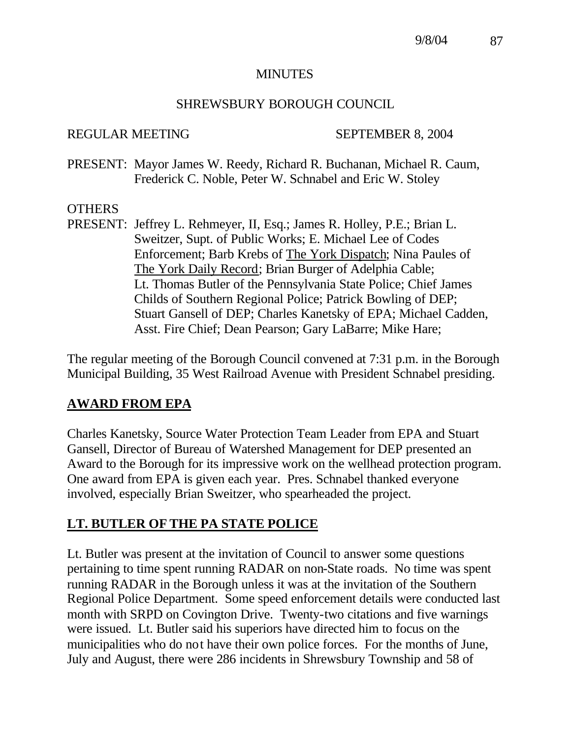# MINUTES

## SHREWSBURY BOROUGH COUNCIL

REGULAR MEETING SEPTEMBER 8, 2004

PRESENT: Mayor James W. Reedy, Richard R. Buchanan, Michael R. Caum, Frederick C. Noble, Peter W. Schnabel and Eric W. Stoley

OTHERS PRESENT: Jeffrey L. Rehmeyer, II, Esq.; James R. Holley, P.E.; Brian L. Sweitzer, Supt. of Public Works; E. Michael Lee of Codes Enforcement; Barb Krebs of The York Dispatch; Nina Paules of The York Daily Record; Brian Burger of Adelphia Cable; Lt. Thomas Butler of the Pennsylvania State Police; Chief James Childs of Southern Regional Police; Patrick Bowling of DEP; Stuart Gansell of DEP; Charles Kanetsky of EPA; Michael Cadden, Asst. Fire Chief; Dean Pearson; Gary LaBarre; Mike Hare;

The regular meeting of the Borough Council convened at 7:31 p.m. in the Borough Municipal Building, 35 West Railroad Avenue with President Schnabel presiding.

## AWARD FROM EPA

Charles Kanetsky, Source Water Protection Team Leader from EPA and Stuart Gansell, Director of Bureau of Watershed Management for DEP presented an Award to the Borough for its impressive work on the wellhead protection program. One award from EPA is given each year. Pres. Schnabel thanked everyone involved, especially Brian Sweitzer, who spearheaded the project.

## LT. BUTLER OF THE PA STATE POLICE

Lt. Butler was present at the invitation of Council to answer some questions pertaining to time spent running RADAR on non-State roads. No time was spent running RADAR in the Borough unless it was at the invitation of the Southern Regional Police Department. Some speed enforcement details were conducted last month with SRPD on Covington Drive. Twenty-two citations and five warnings were issued. Lt. Butler said his superiors have directed him to focus on the municipalities who do not have their own police forces. For the months of June, July and August, there were 286 incidents in Shrewsbury Township and 58 of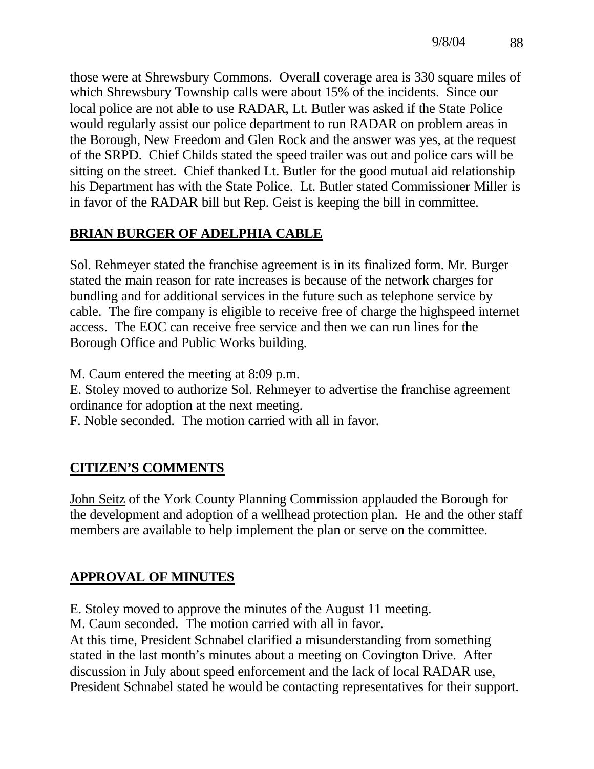those were at Shrewsbury Commons. Overall coverage area is 330 square miles of which Shrewsbury Township calls were about 15% of the incidents. Since our local police are not able to use RADAR, Lt. Butler was asked if the State Police would regularly assist our police department to run RADAR on problem areas in the Borough, New Freedom and Glen Rock and the answer was yes, at the request of the SRPD. Chief Childs stated the speed trailer was out and police cars will be sitting on the street. Chief thanked Lt. Butler for the good mutual aid relationship his Department has with the State Police. Lt. Butler stated Commissioner Miller is in favor of the RADAR bill but Rep. Geist is keeping the bill in committee.

## BRIAN BURGER OF ADELPHIA CABLE

Sol. Rehmeyer stated the franchise agreement is in its finalized form. Mr. Burger stated the main reason for rate increases is because of the network charges for bundling and for additional services in the future such as telephone service by cable. The fire company is eligible to receive free of charge the highspeed internet access. The EOC can receive free service and then we can run lines for the Borough Office and Public Works building.

M. Caum entered the meeting at 8:09 p.m.
E. Stoley moved to authorize Sol. Rehmeyer to advertise the franchise agreement ordinance for adoption at the next meeting.
F. Noble seconded. The motion carried with all in favor.

## CITIZEN'S COMMENTS

John Seitz of the York County Planning Commission applauded the Borough for the development and adoption of a wellhead protection plan. He and the other staff members are available to help implement the plan or serve on the committee.

## APPROVAL OF MINUTES

E. Stoley moved to approve the minutes of the August 11 meeting.
M. Caum seconded. The motion carried with all in favor.
At this time, President Schnabel clarified a misunderstanding from something stated in the last month's minutes about a meeting on Covington Drive. After discussion in July about speed enforcement and the lack of local RADAR use, President Schnabel stated he would be contacting representatives for their support.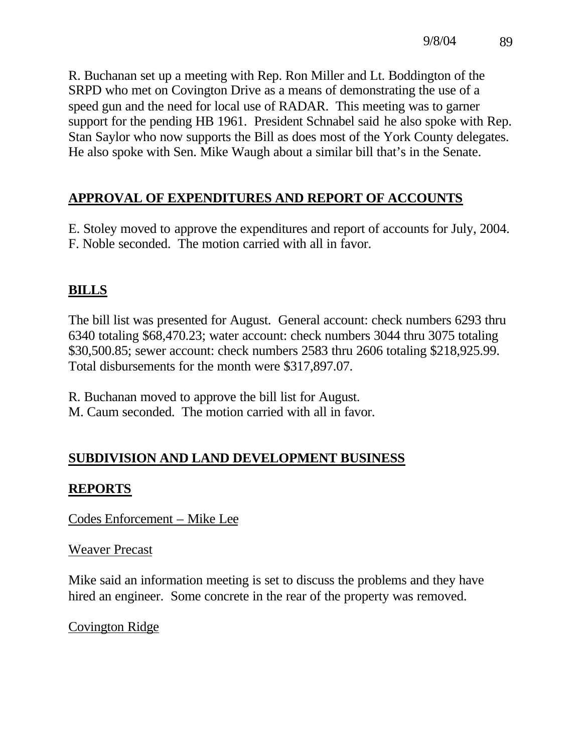R. Buchanan set up a meeting with Rep. Ron Miller and Lt. Boddington of the SRPD who met on Covington Drive as a means of demonstrating the use of a speed gun and the need for local use of RADAR. This meeting was to garner support for the pending HB 1961. President Schnabel said he also spoke with Rep. Stan Saylor who now supports the Bill as does most of the York County delegates. He also spoke with Sen. Mike Waugh about a similar bill that's in the Senate.

## APPROVAL OF EXPENDITURES AND REPORT OF ACCOUNTS

E. Stoley moved to approve the expenditures and report of accounts for July, 2004. F. Noble seconded. The motion carried with all in favor.

## BILLS

The bill list was presented for August. General account: check numbers 6293 thru 6340 totaling $68,470.23; water account: check numbers 3044 thru 3075 totaling $30,500.85; sewer account: check numbers 2583 thru 2606 totaling $218,925.99. Total disbursements for the month were $317,897.07.

R. Buchanan moved to approve the bill list for August.
M. Caum seconded. The motion carried with all in favor.

## SUBDIVISION AND LAND DEVELOPMENT BUSINESS

## REPORTS

### Codes Enforcement – Mike Lee

#### Weaver Precast

Mike said an information meeting is set to discuss the problems and they have hired an engineer. Some concrete in the rear of the property was removed.

#### Covington Ridge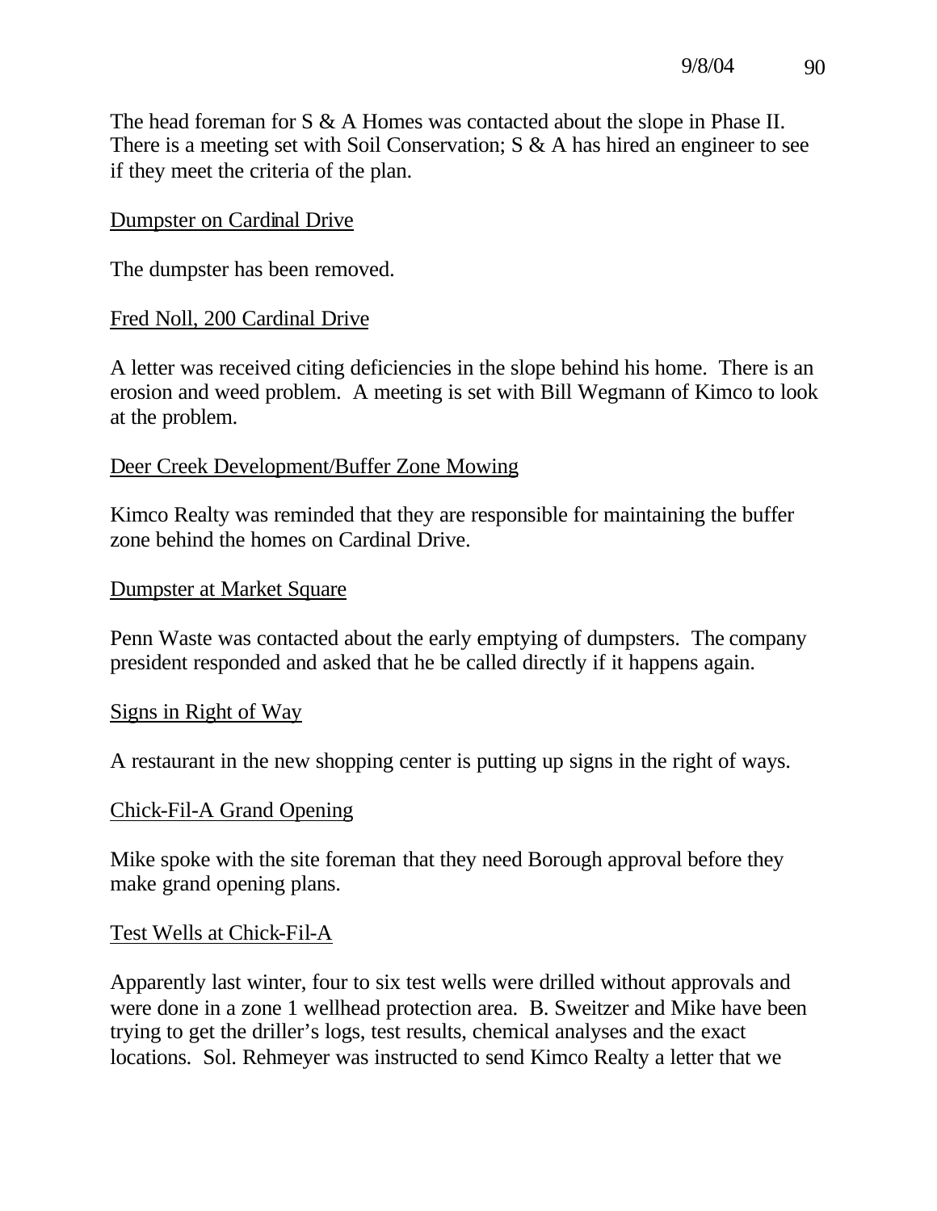The head foreman for S & A Homes was contacted about the slope in Phase II. There is a meeting set with Soil Conservation; S & A has hired an engineer to see if they meet the criteria of the plan.

<u>Dumpster on Cardinal Drive</u>

The dumpster has been removed.

<u>Fred Noll, 200 Cardinal Drive</u>

A letter was received citing deficiencies in the slope behind his home. There is an erosion and weed problem. A meeting is set with Bill Wegmann of Kimco to look at the problem.

<u>Deer Creek Development/Buffer Zone Mowing</u>

Kimco Realty was reminded that they are responsible for maintaining the buffer zone behind the homes on Cardinal Drive.

<u>Dumpster at Market Square</u>

Penn Waste was contacted about the early emptying of dumpsters. The company president responded and asked that he be called directly if it happens again.

<u>Signs in Right of Way</u>

A restaurant in the new shopping center is putting up signs in the right of ways.

<u>Chick-Fil-A Grand Opening</u>

Mike spoke with the site foreman that they need Borough approval before they make grand opening plans.

<u>Test Wells at Chick-Fil-A</u>

Apparently last winter, four to six test wells were drilled without approvals and were done in a zone 1 wellhead protection area. B. Sweitzer and Mike have been trying to get the driller's logs, test results, chemical analyses and the exact locations. Sol. Rehmeyer was instructed to send Kimco Realty a letter that we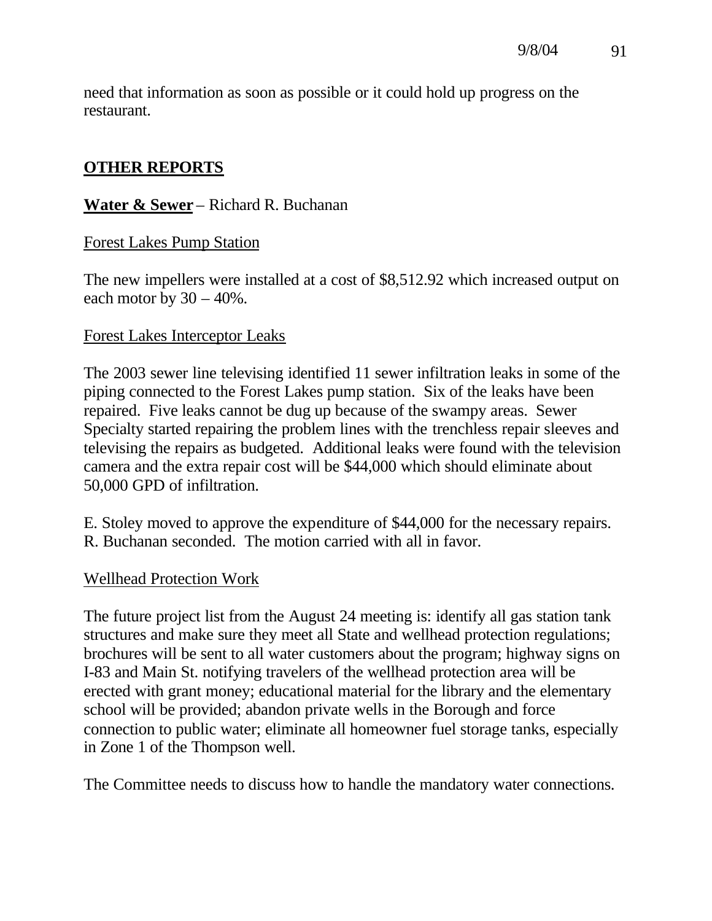need that information as soon as possible or it could hold up progress on the restaurant.

## OTHER REPORTS

**Water & Sewer** – Richard R. Buchanan

Forest Lakes Pump Station

The new impellers were installed at a cost of $8,512.92 which increased output on each motor by 30 – 40%.

Forest Lakes Interceptor Leaks

The 2003 sewer line televising identified 11 sewer infiltration leaks in some of the piping connected to the Forest Lakes pump station. Six of the leaks have been repaired. Five leaks cannot be dug up because of the swampy areas. Sewer Specialty started repairing the problem lines with the trenchless repair sleeves and televising the repairs as budgeted. Additional leaks were found with the television camera and the extra repair cost will be $44,000 which should eliminate about 50,000 GPD of infiltration.

E. Stoley moved to approve the expenditure of $44,000 for the necessary repairs. R. Buchanan seconded. The motion carried with all in favor.

Wellhead Protection Work

The future project list from the August 24 meeting is: identify all gas station tank structures and make sure they meet all State and wellhead protection regulations; brochures will be sent to all water customers about the program; highway signs on I-83 and Main St. notifying travelers of the wellhead protection area will be erected with grant money; educational material for the library and the elementary school will be provided; abandon private wells in the Borough and force connection to public water; eliminate all homeowner fuel storage tanks, especially in Zone 1 of the Thompson well.

The Committee needs to discuss how to handle the mandatory water connections.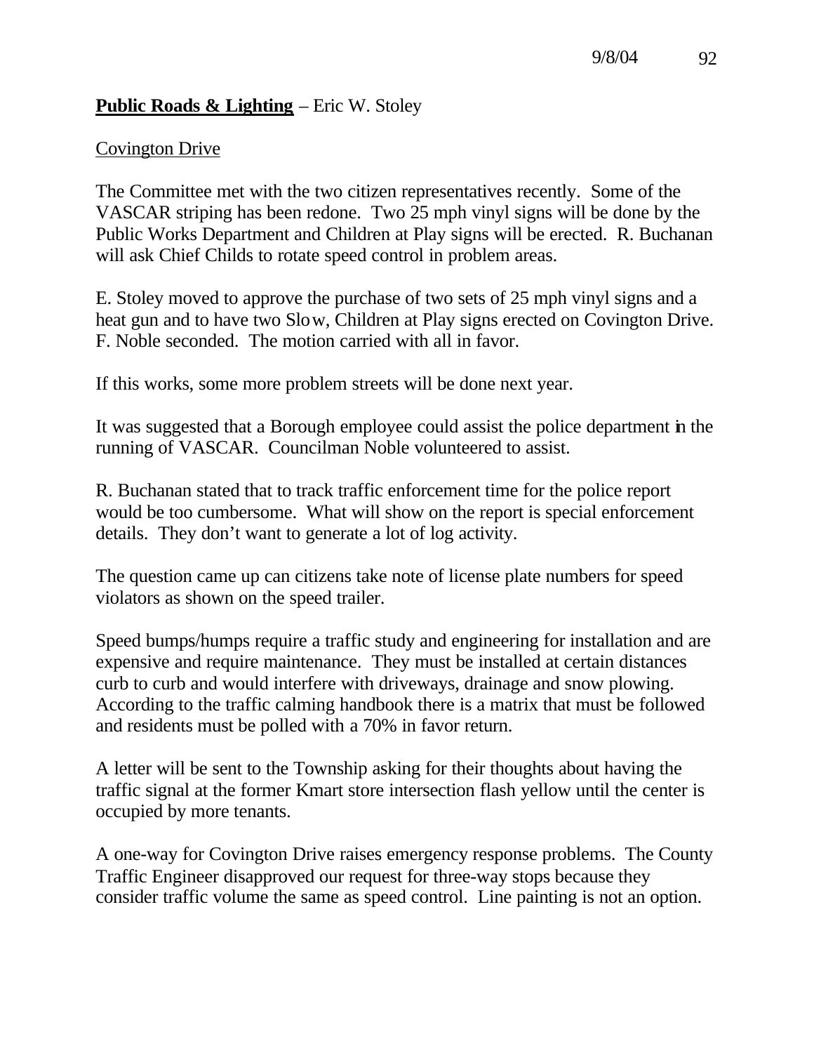**Public Roads & Lighting** – Eric W. Stoley

Covington Drive

The Committee met with the two citizen representatives recently. Some of the VASCAR striping has been redone. Two 25 mph vinyl signs will be done by the Public Works Department and Children at Play signs will be erected. R. Buchanan will ask Chief Childs to rotate speed control in problem areas.

E. Stoley moved to approve the purchase of two sets of 25 mph vinyl signs and a heat gun and to have two Slow, Children at Play signs erected on Covington Drive. F. Noble seconded. The motion carried with all in favor.

If this works, some more problem streets will be done next year.

It was suggested that a Borough employee could assist the police department in the running of VASCAR. Councilman Noble volunteered to assist.

R. Buchanan stated that to track traffic enforcement time for the police report would be too cumbersome. What will show on the report is special enforcement details. They don't want to generate a lot of log activity.

The question came up can citizens take note of license plate numbers for speed violators as shown on the speed trailer.

Speed bumps/humps require a traffic study and engineering for installation and are expensive and require maintenance. They must be installed at certain distances curb to curb and would interfere with driveways, drainage and snow plowing. According to the traffic calming handbook there is a matrix that must be followed and residents must be polled with a 70% in favor return.

A letter will be sent to the Township asking for their thoughts about having the traffic signal at the former Kmart store intersection flash yellow until the center is occupied by more tenants.

A one-way for Covington Drive raises emergency response problems. The County Traffic Engineer disapproved our request for three-way stops because they consider traffic volume the same as speed control. Line painting is not an option.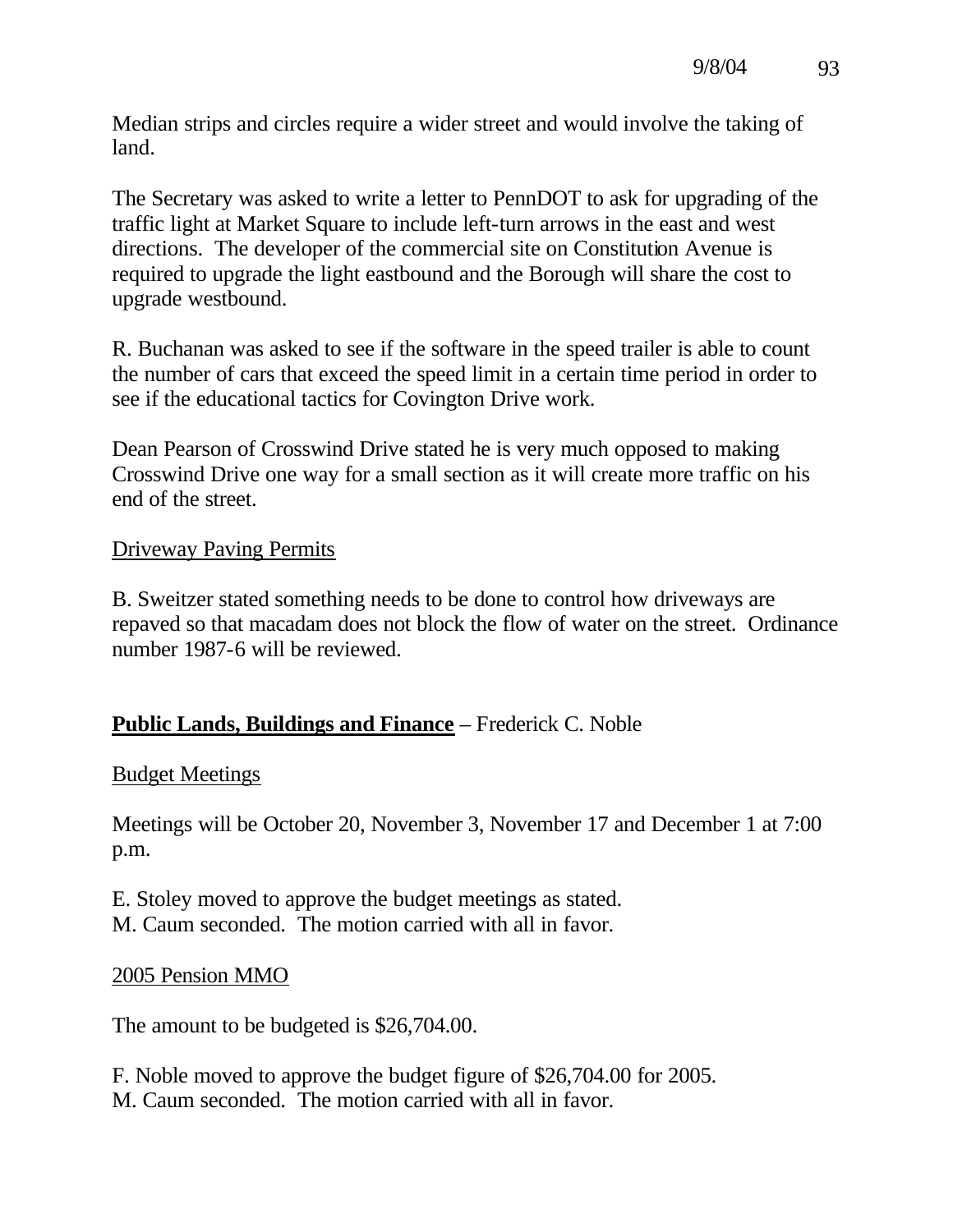Median strips and circles require a wider street and would involve the taking of land.

The Secretary was asked to write a letter to PennDOT to ask for upgrading of the traffic light at Market Square to include left-turn arrows in the east and west directions. The developer of the commercial site on Constitution Avenue is required to upgrade the light eastbound and the Borough will share the cost to upgrade westbound.

R. Buchanan was asked to see if the software in the speed trailer is able to count the number of cars that exceed the speed limit in a certain time period in order to see if the educational tactics for Covington Drive work.

Dean Pearson of Crosswind Drive stated he is very much opposed to making Crosswind Drive one way for a small section as it will create more traffic on his end of the street.

<u>Driveway Paving Permits</u>

B. Sweitzer stated something needs to be done to control how driveways are repaved so that macadam does not block the flow of water on the street. Ordinance number 1987-6 will be reviewed.

**<u>Public Lands, Buildings and Finance</u>** – Frederick C. Noble

<u>Budget Meetings</u>

Meetings will be October 20, November 3, November 17 and December 1 at 7:00 p.m.

E. Stoley moved to approve the budget meetings as stated.
M. Caum seconded. The motion carried with all in favor.

<u>2005 Pension MMO</u>

The amount to be budgeted is $26,704.00.

F. Noble moved to approve the budget figure of $26,704.00 for 2005.
M. Caum seconded. The motion carried with all in favor.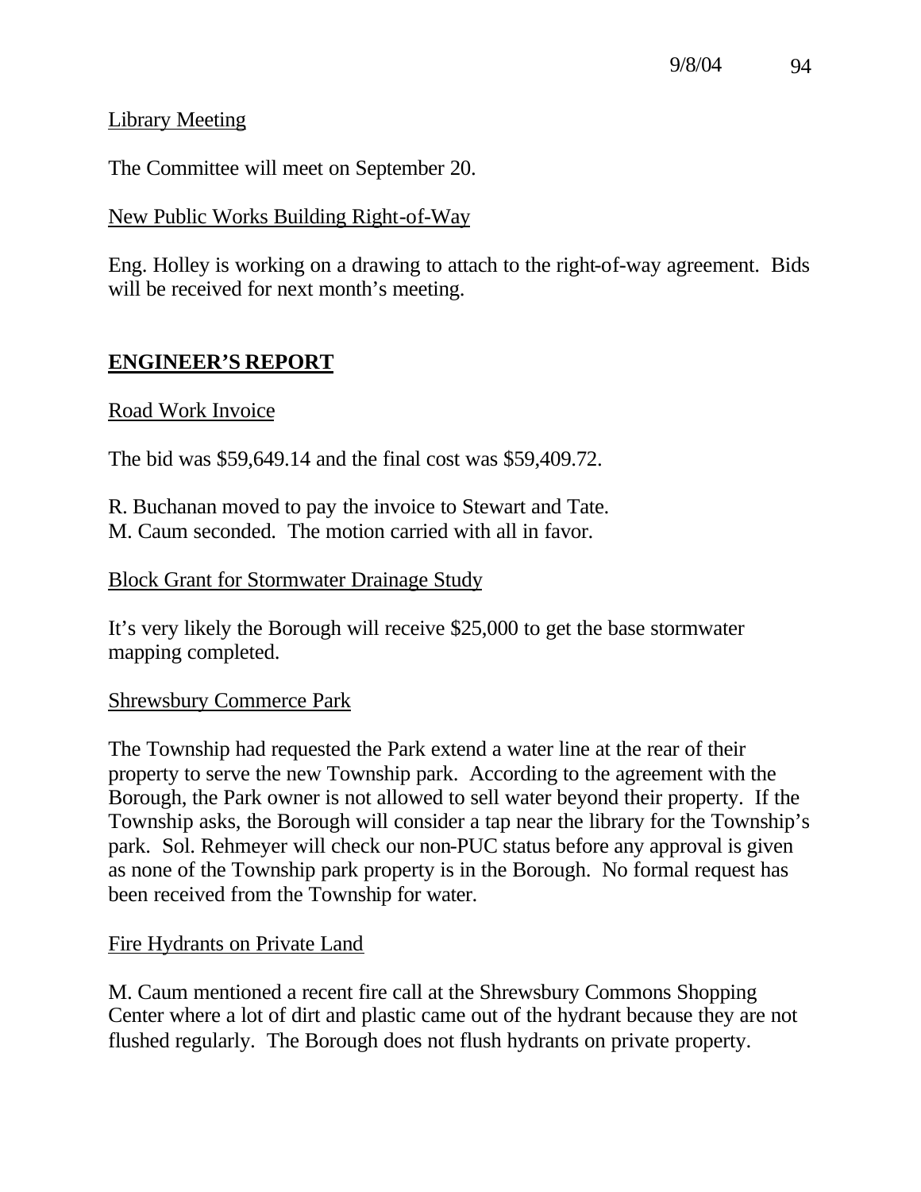Library Meeting

The Committee will meet on September 20.

New Public Works Building Right-of-Way

Eng. Holley is working on a drawing to attach to the right-of-way agreement. Bids will be received for next month's meeting.

## **ENGINEER'S REPORT**

Road Work Invoice

The bid was $59,649.14 and the final cost was $59,409.72.

R. Buchanan moved to pay the invoice to Stewart and Tate.
M. Caum seconded. The motion carried with all in favor.

Block Grant for Stormwater Drainage Study

It's very likely the Borough will receive $25,000 to get the base stormwater mapping completed.

Shrewsbury Commerce Park

The Township had requested the Park extend a water line at the rear of their property to serve the new Township park. According to the agreement with the Borough, the Park owner is not allowed to sell water beyond their property. If the Township asks, the Borough will consider a tap near the library for the Township's park. Sol. Rehmeyer will check our non-PUC status before any approval is given as none of the Township park property is in the Borough. No formal request has been received from the Township for water.

Fire Hydrants on Private Land

M. Caum mentioned a recent fire call at the Shrewsbury Commons Shopping Center where a lot of dirt and plastic came out of the hydrant because they are not flushed regularly. The Borough does not flush hydrants on private property.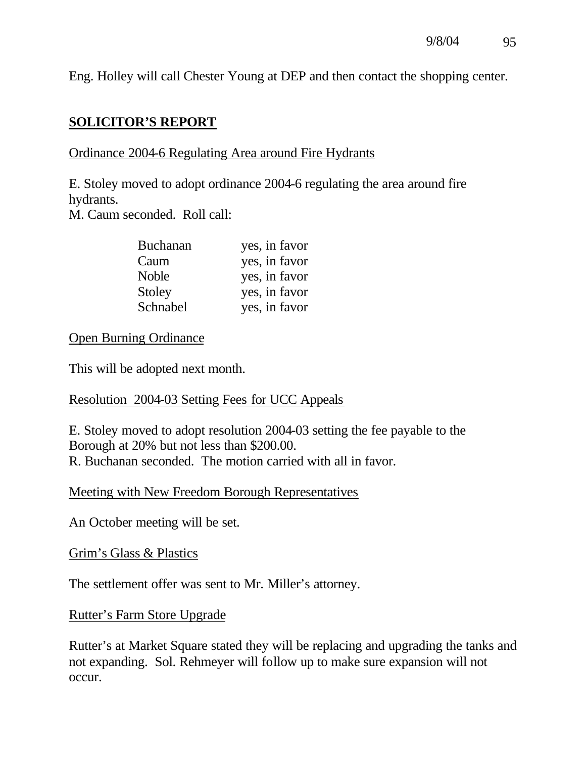Eng. Holley will call Chester Young at DEP and then contact the shopping center.

## **SOLICITOR'S REPORT**

Ordinance 2004-6 Regulating Area around Fire Hydrants

E. Stoley moved to adopt ordinance 2004-6 regulating the area around fire hydrants.
M. Caum seconded. Roll call:

| | |
|---|---|
| Buchanan | yes, in favor |
| Caum | yes, in favor |
| Noble | yes, in favor |
| Stoley | yes, in favor |
| Schnabel | yes, in favor |

Open Burning Ordinance

This will be adopted next month.

Resolution 2004-03 Setting Fees for UCC Appeals

E. Stoley moved to adopt resolution 2004-03 setting the fee payable to the Borough at 20% but not less than $200.00.
R. Buchanan seconded. The motion carried with all in favor.

Meeting with New Freedom Borough Representatives

An October meeting will be set.

Grim's Glass & Plastics

The settlement offer was sent to Mr. Miller's attorney.

Rutter's Farm Store Upgrade

Rutter's at Market Square stated they will be replacing and upgrading the tanks and not expanding. Sol. Rehmeyer will follow up to make sure expansion will not occur.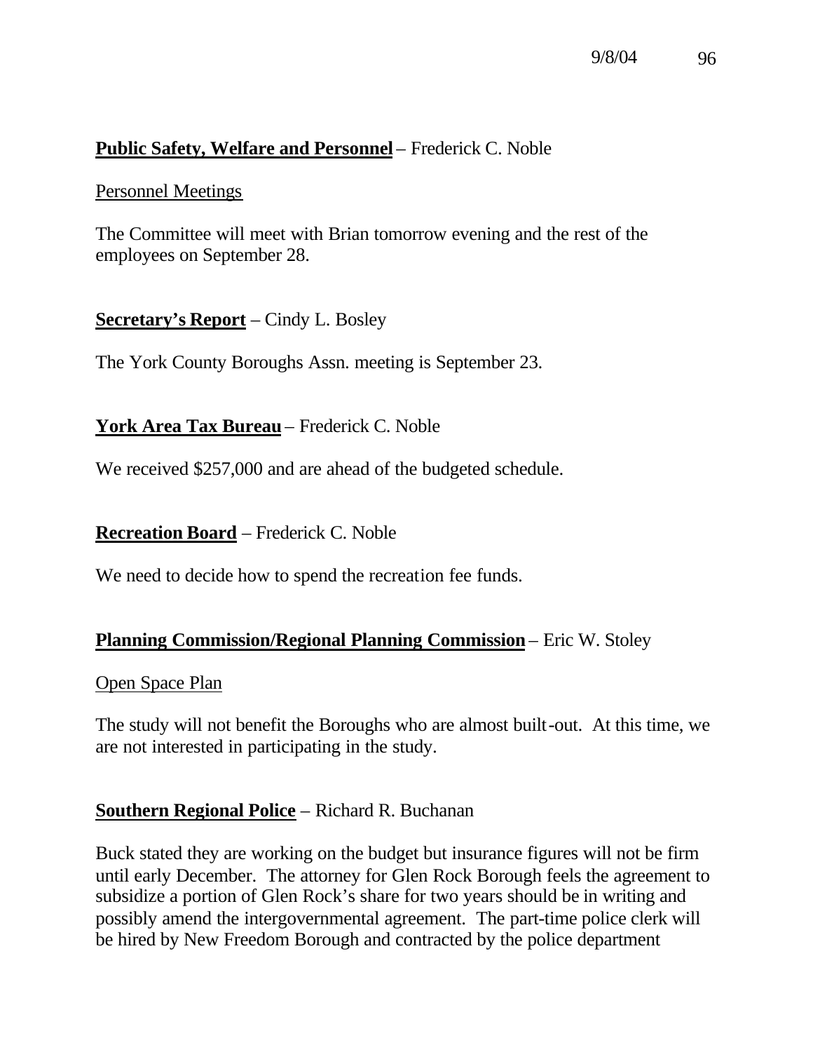**Public Safety, Welfare and Personnel** – Frederick C. Noble

Personnel Meetings

The Committee will meet with Brian tomorrow evening and the rest of the employees on September 28.

**Secretary's Report** – Cindy L. Bosley

The York County Boroughs Assn. meeting is September 23.

**York Area Tax Bureau** – Frederick C. Noble

We received $257,000 and are ahead of the budgeted schedule.

**Recreation Board** – Frederick C. Noble

We need to decide how to spend the recreation fee funds.

**Planning Commission/Regional Planning Commission** – Eric W. Stoley

Open Space Plan

The study will not benefit the Boroughs who are almost built-out. At this time, we are not interested in participating in the study.

**Southern Regional Police** – Richard R. Buchanan

Buck stated they are working on the budget but insurance figures will not be firm until early December. The attorney for Glen Rock Borough feels the agreement to subsidize a portion of Glen Rock's share for two years should be in writing and possibly amend the intergovernmental agreement. The part-time police clerk will be hired by New Freedom Borough and contracted by the police department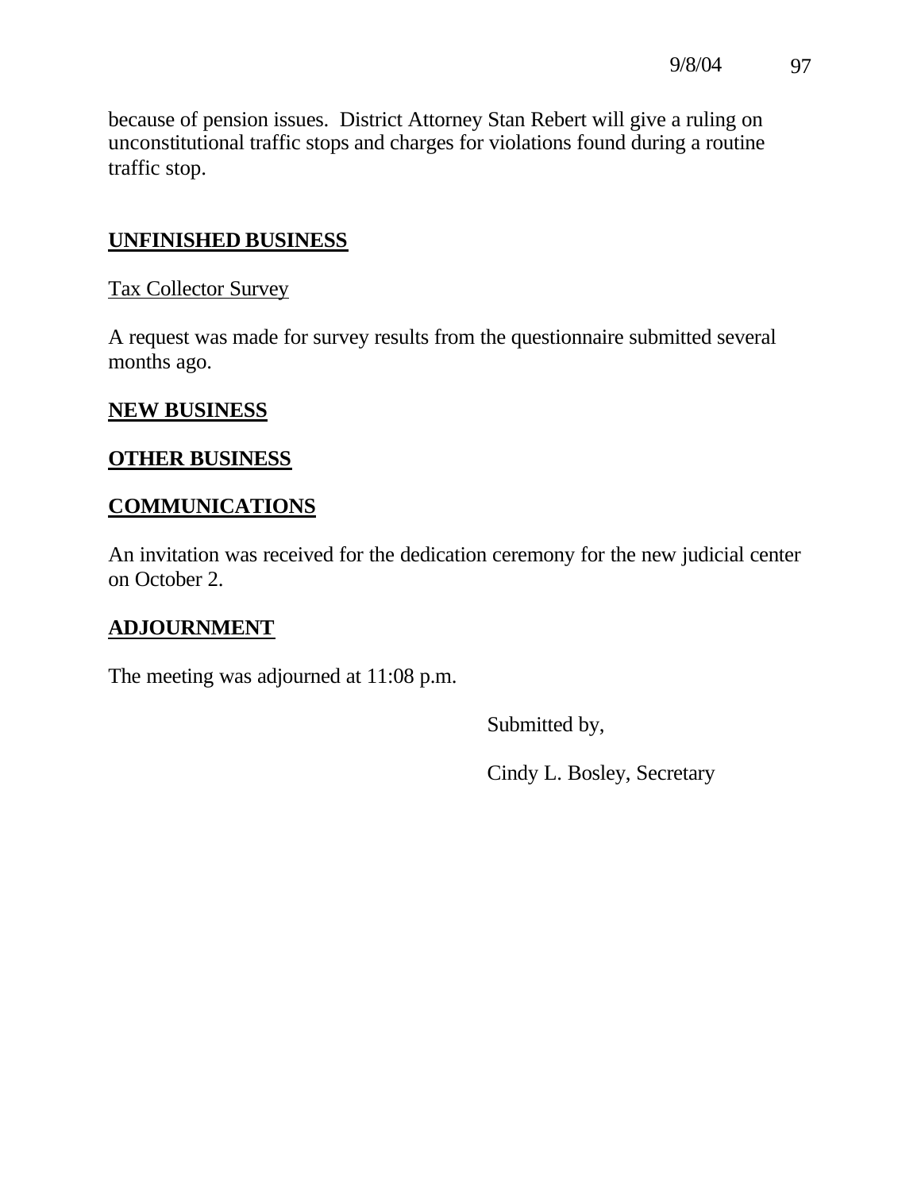because of pension issues. District Attorney Stan Rebert will give a ruling on unconstitutional traffic stops and charges for violations found during a routine traffic stop.

## UNFINISHED BUSINESS

Tax Collector Survey

A request was made for survey results from the questionnaire submitted several months ago.

## NEW BUSINESS

## OTHER BUSINESS

## COMMUNICATIONS

An invitation was received for the dedication ceremony for the new judicial center on October 2.

## ADJOURNMENT

The meeting was adjourned at 11:08 p.m.

Submitted by,

Cindy L. Bosley, Secretary